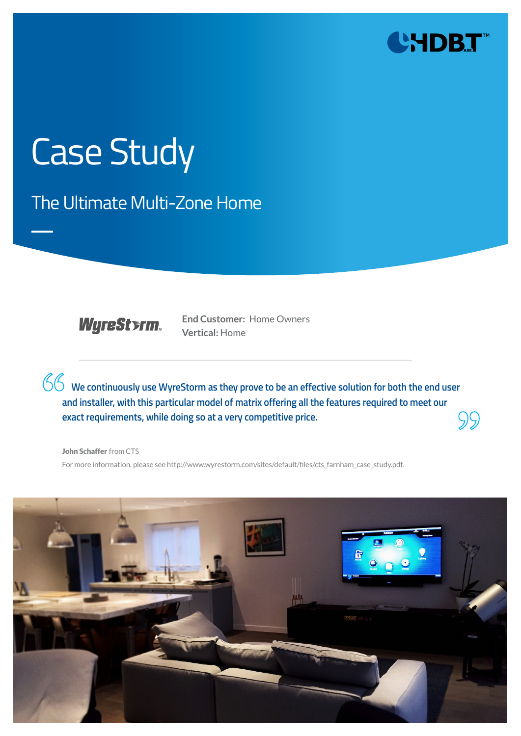# Case Study

## The Ultimate Multi-Zone Home

**End Customer:** Home Owners
**Vertical:** Home

> We continuously use WyreStorm as they prove to be an effective solution for both the end user and installer, with this particular model of matrix offering all the features required to meet our exact requirements, while doing so at a very competitive price.

**John Schaffer** from CTS

For more information, please see http://www.wyrestorm.com/sites/default/files/cts_farnham_case_study.pdf.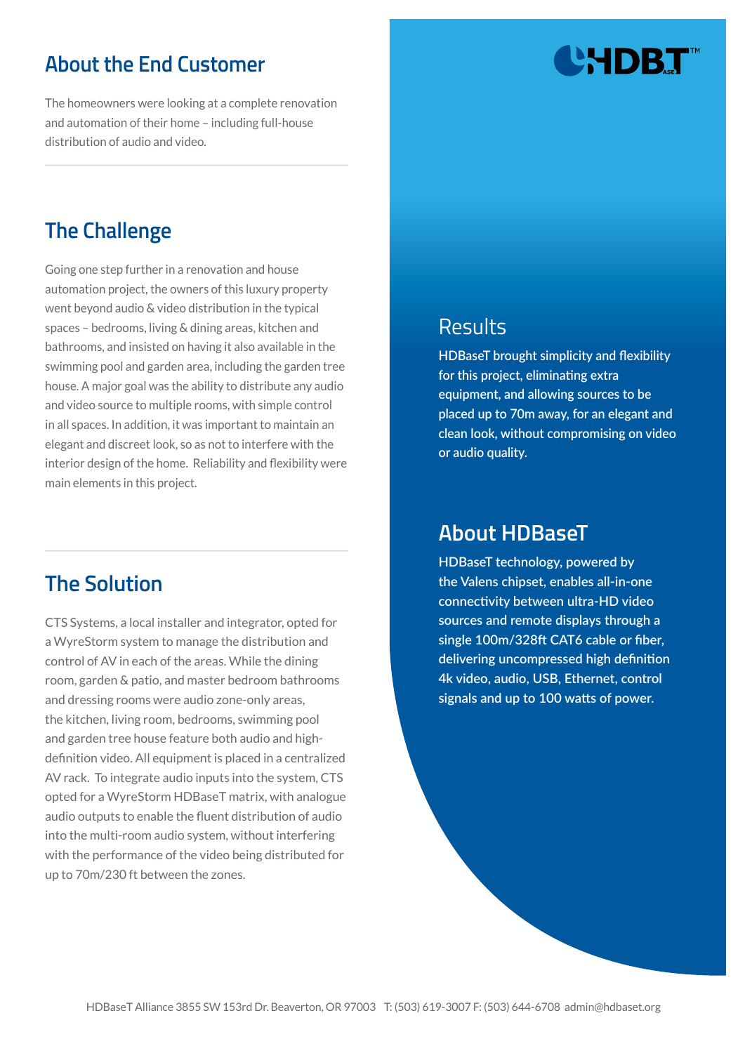## About the End Customer

The homeowners were looking at a complete renovation and automation of their home – including full-house distribution of audio and video.

## The Challenge

Going one step further in a renovation and house automation project, the owners of this luxury property went beyond audio & video distribution in the typical spaces – bedrooms, living & dining areas, kitchen and bathrooms, and insisted on having it also available in the swimming pool and garden area, including the garden tree house. A major goal was the ability to distribute any audio and video source to multiple rooms, with simple control in all spaces. In addition, it was important to maintain an elegant and discreet look, so as not to interfere with the interior design of the home. Reliability and flexibility were main elements in this project.

## The Solution

CTS Systems, a local installer and integrator, opted for a WyreStorm system to manage the distribution and control of AV in each of the areas. While the dining room, garden & patio, and master bedroom bathrooms and dressing rooms were audio zone-only areas, the kitchen, living room, bedrooms, swimming pool and garden tree house feature both audio and high-definition video. All equipment is placed in a centralized AV rack. To integrate audio inputs into the system, CTS opted for a WyreStorm HDBaseT matrix, with analogue audio outputs to enable the fluent distribution of audio into the multi-room audio system, without interfering with the performance of the video being distributed for up to 70m/230 ft between the zones.

## Results

**HDBaseT brought simplicity and flexibility for this project, eliminating extra equipment, and allowing sources to be placed up to 70m away, for an elegant and clean look, without compromising on video or audio quality.**

## About HDBaseT

**HDBaseT technology, powered by the Valens chipset, enables all-in-one connectivity between ultra-HD video sources and remote displays through a single 100m/328ft CAT6 cable or fiber, delivering uncompressed high definition 4k video, audio, USB, Ethernet, control signals and up to 100 watts of power.**

HDBaseT Alliance 3855 SW 153rd Dr. Beaverton, OR 97003 T: (503) 619-3007 F: (503) 644-6708 admin@hdbaset.org